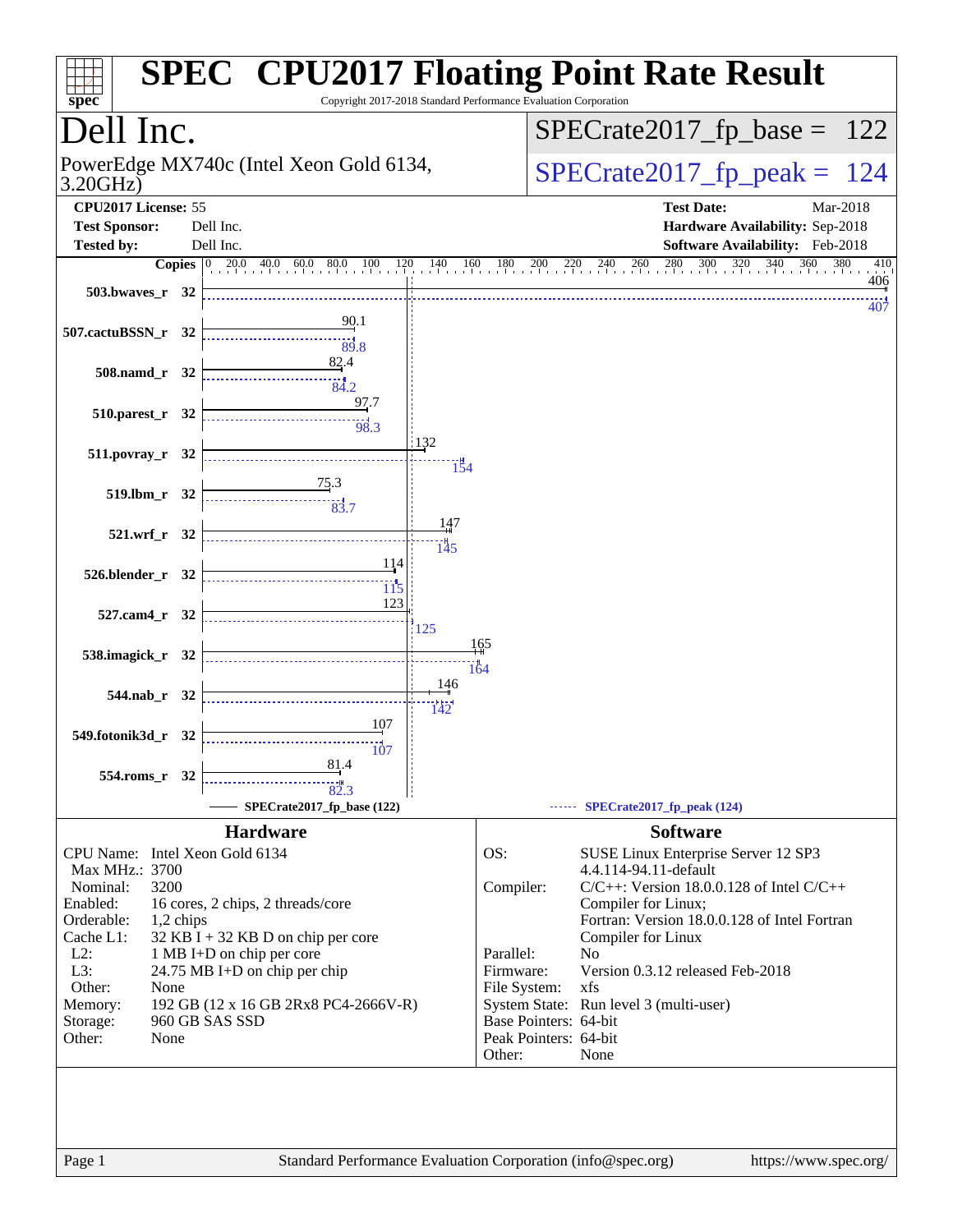# SPEC CPU2017 Floating Point Rate Result

Copyright 2017-2018 Standard Performance Evaluation Corporation

## Dell Inc.

PowerEdge MX740c (Intel Xeon Gold 6134, 3.20GHz)

SPECrate2017_fp_base = 122

SPECrate2017_fp_peak = 124

**CPU2017 License:** 55
**Test Sponsor:** Dell Inc.
**Tested by:** Dell Inc.

**Test Date:** Mar-2018
**Hardware Availability:** Sep-2018
**Software Availability:** Feb-2018

| Benchmark | Copies | Base | Peak |
|---|---|---|---|
| 503.bwaves_r | 32 | 406 | 407 |
| 507.cactuBSSN_r | 32 | 90.1 | 89.8 |
| 508.namd_r | 32 | 82.4 | 84.2 |
| 510.parest_r | 32 | 97.7 | 98.3 |
| 511.povray_r | 32 | 132 | 154 |
| 519.lbm_r | 32 | 75.3 | 83.7 |
| 521.wrf_r | 32 | 147 | 145 |
| 526.blender_r | 32 | 114 | 115 |
| 527.cam4_r | 32 | 123 | 125 |
| 538.imagick_r | 32 | 165 | 164 |
| 544.nab_r | 32 | 146 | 142 |
| 549.fotonik3d_r | 32 | 107 | 107 |
| 554.roms_r | 32 | 81.4 | 82.3 |

SPECrate2017_fp_base (122) — SPECrate2017_fp_peak (124)

## Hardware

| | |
|---|---|
| CPU Name: | Intel Xeon Gold 6134 |
| Max MHz.: | 3700 |
| Nominal: | 3200 |
| Enabled: | 16 cores, 2 chips, 2 threads/core |
| Orderable: | 1,2 chips |
| Cache L1: | 32 KB I + 32 KB D on chip per core |
| L2: | 1 MB I+D on chip per core |
| L3: | 24.75 MB I+D on chip per chip |
| Other: | None |
| Memory: | 192 GB (12 x 16 GB 2Rx8 PC4-2666V-R) |
| Storage: | 960 GB SAS SSD |
| Other: | None |

## Software

| | |
|---|---|
| OS: | SUSE Linux Enterprise Server 12 SP3 4.4.114-94.11-default |
| Compiler: | C/C++: Version 18.0.0.128 of Intel C/C++ Compiler for Linux; Fortran: Version 18.0.0.128 of Intel Fortran Compiler for Linux |
| Parallel: | No |
| Firmware: | Version 0.3.12 released Feb-2018 |
| File System: | xfs |
| System State: | Run level 3 (multi-user) |
| Base Pointers: | 64-bit |
| Peak Pointers: | 64-bit |
| Other: | None |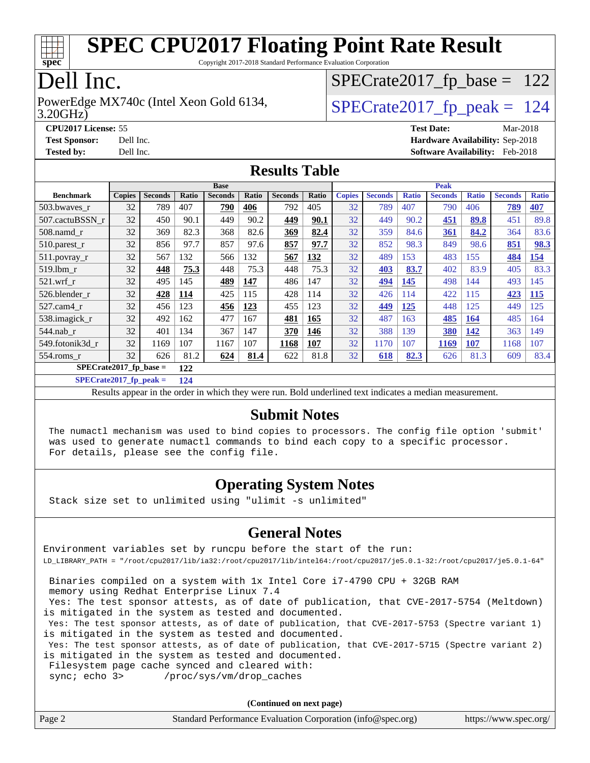# SPEC CPU2017 Floating Point Rate Result

Copyright 2017-2018 Standard Performance Evaluation Corporation

# Dell Inc.

PowerEdge MX740c (Intel Xeon Gold 6134, 3.20GHz)

SPECrate2017_fp_base = 122

SPECrate2017_fp_peak = 124

**CPU2017 License:** 55
**Test Sponsor:** Dell Inc.
**Tested by:** Dell Inc.

**Test Date:** Mar-2018
**Hardware Availability:** Sep-2018
**Software Availability:** Feb-2018

## Results Table

| Benchmark | Base | | | | | | | Peak | | | | | | |
|---|---|---|---|---|---|---|---|---|---|---|---|---|---|---|
| | Copies | Seconds | Ratio | Seconds | Ratio | Seconds | Ratio | Copies | Seconds | Ratio | Seconds | Ratio | Seconds | Ratio |
| 503.bwaves_r | 32 | 789 | 407 | **790** | **406** | 792 | 405 | 32 | 789 | 407 | 790 | 406 | **789** | **407** |
| 507.cactuBSSN_r | 32 | 450 | 90.1 | 449 | 90.2 | **449** | **90.1** | 32 | 449 | 90.2 | **451** | **89.8** | 451 | 89.8 |
| 508.namd_r | 32 | 369 | 82.3 | 368 | 82.6 | **369** | **82.4** | 32 | 359 | 84.6 | **361** | **84.2** | 364 | 83.6 |
| 510.parest_r | 32 | 856 | 97.7 | 857 | 97.6 | **857** | **97.7** | 32 | 852 | 98.3 | 849 | 98.6 | **851** | **98.3** |
| 511.povray_r | 32 | 567 | 132 | 566 | 132 | **567** | **132** | 32 | 489 | 153 | 483 | 155 | **484** | **154** |
| 519.lbm_r | 32 | **448** | **75.3** | 448 | 75.3 | 448 | 75.3 | 32 | **403** | **83.7** | 402 | 83.9 | 405 | 83.3 |
| 521.wrf_r | 32 | 495 | 145 | **489** | **147** | 486 | 147 | 32 | **494** | **145** | 498 | 144 | 493 | 145 |
| 526.blender_r | 32 | **428** | **114** | 425 | 115 | 428 | 114 | 32 | 426 | 114 | 422 | 115 | **423** | **115** |
| 527.cam4_r | 32 | 456 | 123 | **456** | **123** | 455 | 123 | 32 | **449** | **125** | 448 | 125 | 449 | 125 |
| 538.imagick_r | 32 | 492 | 162 | 477 | 167 | **481** | **165** | 32 | 487 | 163 | **485** | **164** | 485 | 164 |
| 544.nab_r | 32 | 401 | 134 | 367 | 147 | **370** | **146** | 32 | 388 | 139 | **380** | **142** | 363 | 149 |
| 549.fotonik3d_r | 32 | 1169 | 107 | 1167 | 107 | **1168** | **107** | 32 | 1170 | 107 | **1169** | **107** | 1168 | 107 |
| 554.roms_r | 32 | 626 | 81.2 | **624** | **81.4** | 622 | 81.8 | 32 | **618** | **82.3** | 626 | 81.3 | 609 | 83.4 |

**SPECrate2017_fp_base = 122**

**SPECrate2017_fp_peak = 124**

Results appear in the order in which they were run. Bold underlined text indicates a median measurement.

## Submit Notes

The numactl mechanism was used to bind copies to processors. The config file option 'submit' was used to generate numactl commands to bind each copy to a specific processor. For details, please see the config file.

## Operating System Notes

Stack size set to unlimited using "ulimit -s unlimited"

## General Notes

Environment variables set by runcpu before the start of the run:
LD_LIBRARY_PATH = "/root/cpu2017/lib/ia32:/root/cpu2017/lib/intel64:/root/cpu2017/je5.0.1-32:/root/cpu2017/je5.0.1-64"

Binaries compiled on a system with 1x Intel Core i7-4790 CPU + 32GB RAM memory using Redhat Enterprise Linux 7.4
Yes: The test sponsor attests, as of date of publication, that CVE-2017-5754 (Meltdown) is mitigated in the system as tested and documented.
Yes: The test sponsor attests, as of date of publication, that CVE-2017-5753 (Spectre variant 1) is mitigated in the system as tested and documented.
Yes: The test sponsor attests, as of date of publication, that CVE-2017-5715 (Spectre variant 2) is mitigated in the system as tested and documented.
Filesystem page cache synced and cleared with:
sync; echo 3>       /proc/sys/vm/drop_caches

**(Continued on next page)**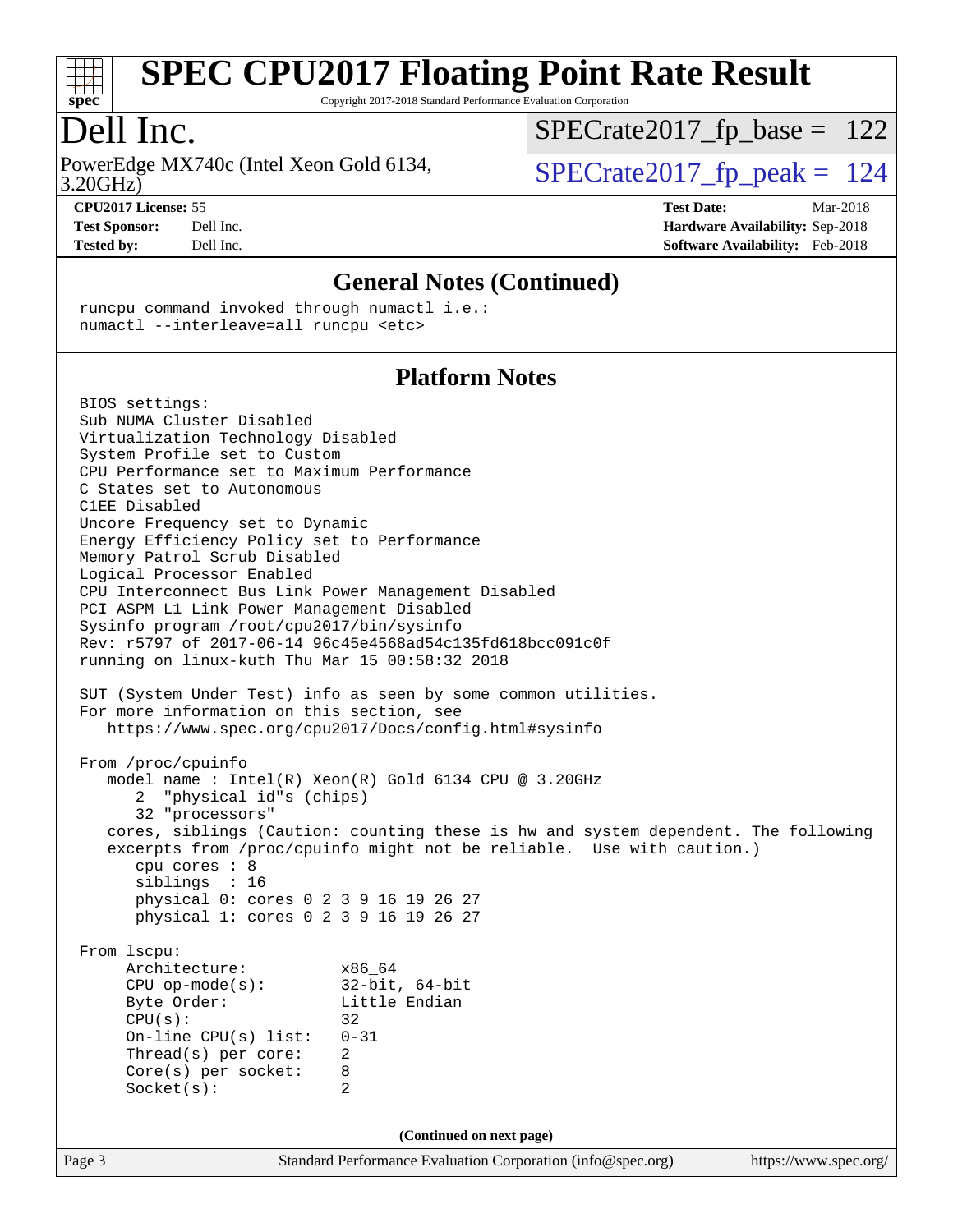# SPEC CPU2017 Floating Point Rate Result

Copyright 2017-2018 Standard Performance Evaluation Corporation

## Dell Inc.

PowerEdge MX740c (Intel Xeon Gold 6134, 3.20GHz)

SPECrate2017_fp_base = 122

SPECrate2017_fp_peak = 124

**CPU2017 License:** 55
**Test Sponsor:** Dell Inc.
**Tested by:** Dell Inc.

**Test Date:** Mar-2018
**Hardware Availability:** Sep-2018
**Software Availability:** Feb-2018

### General Notes (Continued)

```
runcpu command invoked through numactl i.e.:
numactl --interleave=all runcpu <etc>
```

### Platform Notes

```
BIOS settings:
Sub NUMA Cluster Disabled
Virtualization Technology Disabled
System Profile set to Custom
CPU Performance set to Maximum Performance
C States set to Autonomous
C1EE Disabled
Uncore Frequency set to Dynamic
Energy Efficiency Policy set to Performance
Memory Patrol Scrub Disabled
Logical Processor Enabled
CPU Interconnect Bus Link Power Management Disabled
PCI ASPM L1 Link Power Management Disabled
Sysinfo program /root/cpu2017/bin/sysinfo
Rev: r5797 of 2017-06-14 96c45e4568ad54c135fd618bcc091c0f
running on linux-kuth Thu Mar 15 00:58:32 2018

SUT (System Under Test) info as seen by some common utilities.
For more information on this section, see
   https://www.spec.org/cpu2017/Docs/config.html#sysinfo

From /proc/cpuinfo
   model name : Intel(R) Xeon(R) Gold 6134 CPU @ 3.20GHz
      2  "physical id"s (chips)
      32 "processors"
   cores, siblings (Caution: counting these is hw and system dependent. The following
   excerpts from /proc/cpuinfo might not be reliable.  Use with caution.)
      cpu cores : 8
      siblings  : 16
      physical 0: cores 0 2 3 9 16 19 26 27
      physical 1: cores 0 2 3 9 16 19 26 27

From lscpu:
     Architecture:          x86_64
     CPU op-mode(s):        32-bit, 64-bit
     Byte Order:            Little Endian
     CPU(s):                32
     On-line CPU(s) list:   0-31
     Thread(s) per core:    2
     Core(s) per socket:    8
     Socket(s):             2
```

**(Continued on next page)**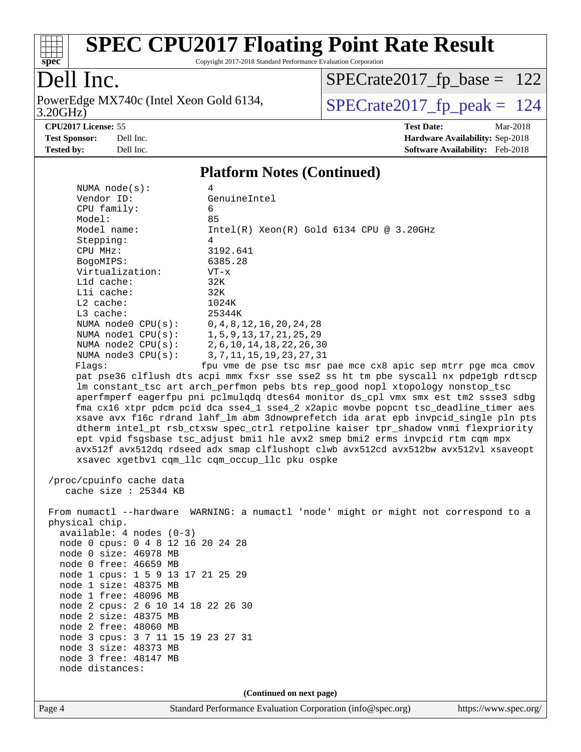# SPEC CPU2017 Floating Point Rate Result

Copyright 2017-2018 Standard Performance Evaluation Corporation

## Dell Inc.

PowerEdge MX740c (Intel Xeon Gold 6134, 3.20GHz)

SPECrate2017_fp_base = 122

SPECrate2017_fp_peak = 124

**CPU2017 License:** 55
**Test Sponsor:** Dell Inc.
**Tested by:** Dell Inc.

**Test Date:** Mar-2018
**Hardware Availability:** Sep-2018
**Software Availability:** Feb-2018

### Platform Notes (Continued)

```
     NUMA node(s):          4
     Vendor ID:             GenuineIntel
     CPU family:            6
     Model:                 85
     Model name:            Intel(R) Xeon(R) Gold 6134 CPU @ 3.20GHz
     Stepping:              4
     CPU MHz:               3192.641
     BogoMIPS:              6385.28
     Virtualization:        VT-x
     L1d cache:             32K
     L1i cache:             32K
     L2 cache:              1024K
     L3 cache:              25344K
     NUMA node0 CPU(s):     0,4,8,12,16,20,24,28
     NUMA node1 CPU(s):     1,5,9,13,17,21,25,29
     NUMA node2 CPU(s):     2,6,10,14,18,22,26,30
     NUMA node3 CPU(s):     3,7,11,15,19,23,27,31
     Flags:                fpu vme de pse tsc msr pae mce cx8 apic sep mtrr pge mca cmov
     pat pse36 clflush dts acpi mmx fxsr sse sse2 ss ht tm pbe syscall nx pdpe1gb rdtscp
     lm constant_tsc art arch_perfmon pebs bts rep_good nopl xtopology nonstop_tsc
     aperfmperf eagerfpu pni pclmulqdq dtes64 monitor ds_cpl vmx smx est tm2 ssse3 sdbg
     fma cx16 xtpr pdcm pcid dca sse4_1 sse4_2 x2apic movbe popcnt tsc_deadline_timer aes
     xsave avx f16c rdrand lahf_lm abm 3dnowprefetch ida arat epb invpcid_single pln pts
     dtherm intel_pt rsb_ctxsw spec_ctrl retpoline kaiser tpr_shadow vnmi flexpriority
     ept vpid fsgsbase tsc_adjust bmi1 hle avx2 smep bmi2 erms invpcid rtm cqm mpx
     avx512f avx512dq rdseed adx smap clflushopt clwb avx512cd avx512bw avx512vl xsaveopt
     xsavec xgetbv1 cqm_llc cqm_occup_llc pku ospke

 /proc/cpuinfo cache data
    cache size : 25344 KB

 From numactl --hardware  WARNING: a numactl 'node' might or might not correspond to a
 physical chip.
   available: 4 nodes (0-3)
   node 0 cpus: 0 4 8 12 16 20 24 28
   node 0 size: 46978 MB
   node 0 free: 46659 MB
   node 1 cpus: 1 5 9 13 17 21 25 29
   node 1 size: 48375 MB
   node 1 free: 48096 MB
   node 2 cpus: 2 6 10 14 18 22 26 30
   node 2 size: 48375 MB
   node 2 free: 48060 MB
   node 3 cpus: 3 7 11 15 19 23 27 31
   node 3 size: 48373 MB
   node 3 free: 48147 MB
   node distances:
```

(Continued on next page)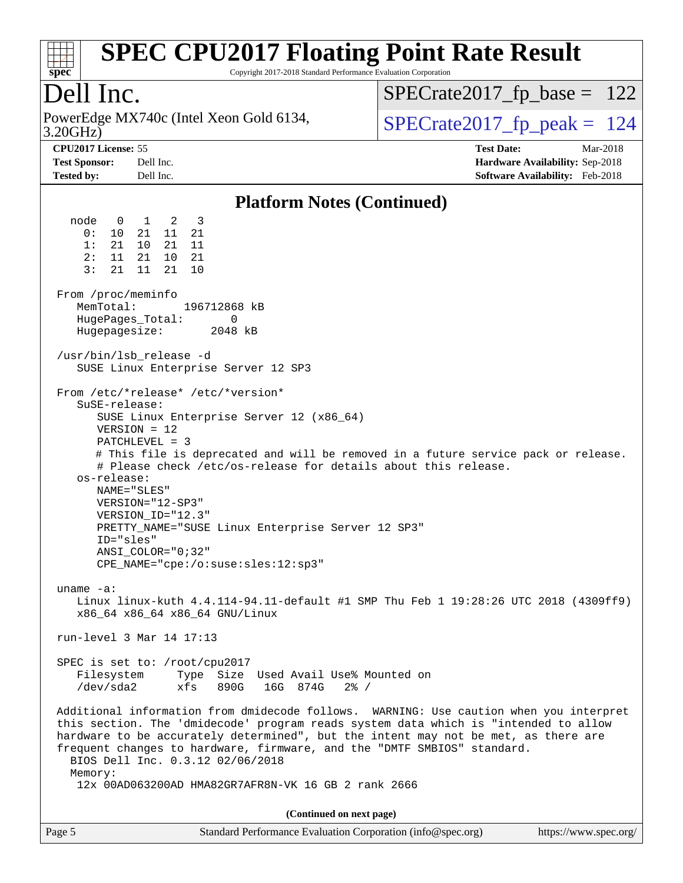## Platform Notes (Continued)

```
  node   0   1   2   3
    0:  10  21  11  21
    1:  21  10  21  11
    2:  11  21  10  21
    3:  21  11  21  10

From /proc/meminfo
   MemTotal:       196712868 kB
   HugePages_Total:       0
   Hugepagesize:       2048 kB

/usr/bin/lsb_release -d
   SUSE Linux Enterprise Server 12 SP3

From /etc/*release* /etc/*version*
   SuSE-release:
      SUSE Linux Enterprise Server 12 (x86_64)
      VERSION = 12
      PATCHLEVEL = 3
      # This file is deprecated and will be removed in a future service pack or release.
      # Please check /etc/os-release for details about this release.
   os-release:
      NAME="SLES"
      VERSION="12-SP3"
      VERSION_ID="12.3"
      PRETTY_NAME="SUSE Linux Enterprise Server 12 SP3"
      ID="sles"
      ANSI_COLOR="0;32"
      CPE_NAME="cpe:/o:suse:sles:12:sp3"

uname -a:
   Linux linux-kuth 4.4.114-94.11-default #1 SMP Thu Feb 1 19:28:26 UTC 2018 (4309ff9)
   x86_64 x86_64 x86_64 GNU/Linux

run-level 3 Mar 14 17:13

SPEC is set to: /root/cpu2017
   Filesystem     Type  Size  Used Avail Use% Mounted on
   /dev/sda2      xfs   890G   16G  874G   2% /

Additional information from dmidecode follows.  WARNING: Use caution when you interpret
this section. The 'dmidecode' program reads system data which is "intended to allow
hardware to be accurately determined", but the intent may not be met, as there are
frequent changes to hardware, firmware, and the "DMTF SMBIOS" standard.
  BIOS Dell Inc. 0.3.12 02/06/2018
  Memory:
   12x 00AD063200AD HMA82GR7AFR8N-VK 16 GB 2 rank 2666
```

**(Continued on next page)**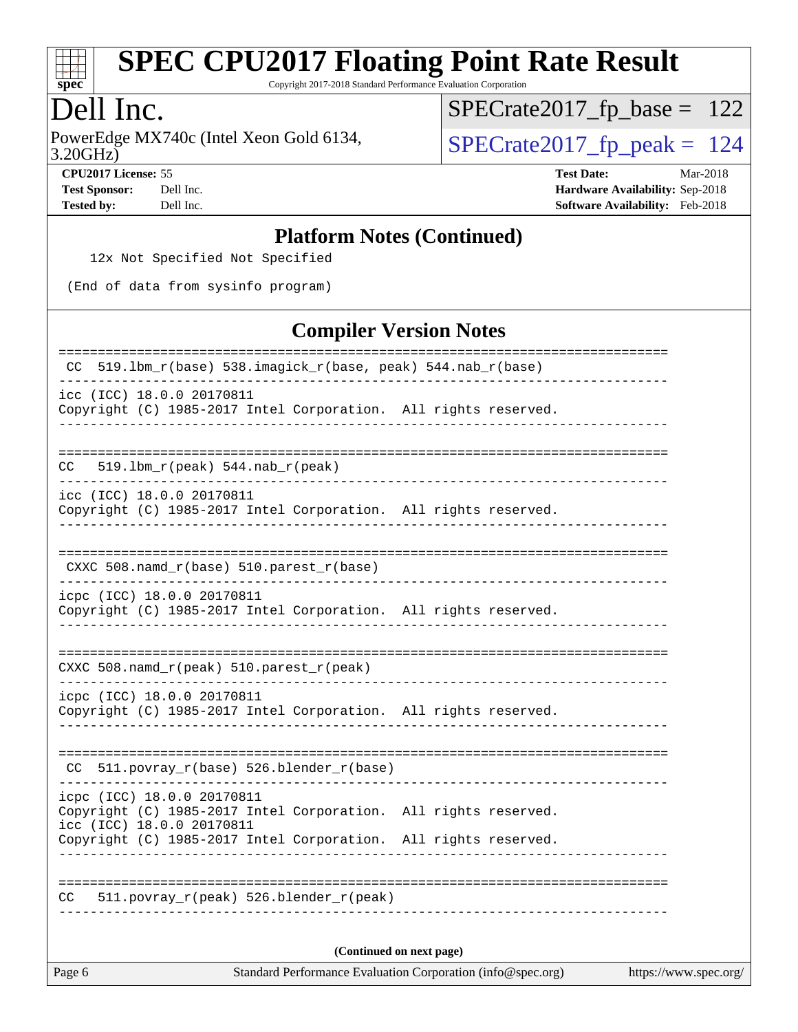# SPEC CPU2017 Floating Point Rate Result

Copyright 2017-2018 Standard Performance Evaluation Corporation

## Dell Inc.

PowerEdge MX740c (Intel Xeon Gold 6134, 3.20GHz)

SPECrate2017_fp_base = 122

SPECrate2017_fp_peak = 124

**CPU2017 License:** 55
**Test Sponsor:** Dell Inc.
**Tested by:** Dell Inc.

**Test Date:** Mar-2018
**Hardware Availability:** Sep-2018
**Software Availability:** Feb-2018

## Platform Notes (Continued)

```
    12x Not Specified Not Specified

 (End of data from sysinfo program)
```

## Compiler Version Notes

```
==============================================================================
 CC  519.lbm_r(base) 538.imagick_r(base, peak) 544.nab_r(base)
------------------------------------------------------------------------------
icc (ICC) 18.0.0 20170811
Copyright (C) 1985-2017 Intel Corporation.  All rights reserved.
------------------------------------------------------------------------------

==============================================================================
CC   519.lbm_r(peak) 544.nab_r(peak)
------------------------------------------------------------------------------
icc (ICC) 18.0.0 20170811
Copyright (C) 1985-2017 Intel Corporation.  All rights reserved.
------------------------------------------------------------------------------

==============================================================================
 CXXC 508.namd_r(base) 510.parest_r(base)
------------------------------------------------------------------------------
icpc (ICC) 18.0.0 20170811
Copyright (C) 1985-2017 Intel Corporation.  All rights reserved.
------------------------------------------------------------------------------

==============================================================================
CXXC 508.namd_r(peak) 510.parest_r(peak)
------------------------------------------------------------------------------
icpc (ICC) 18.0.0 20170811
Copyright (C) 1985-2017 Intel Corporation.  All rights reserved.
------------------------------------------------------------------------------

==============================================================================
 CC  511.povray_r(base) 526.blender_r(base)
------------------------------------------------------------------------------
icpc (ICC) 18.0.0 20170811
Copyright (C) 1985-2017 Intel Corporation.  All rights reserved.
icc (ICC) 18.0.0 20170811
Copyright (C) 1985-2017 Intel Corporation.  All rights reserved.
------------------------------------------------------------------------------

==============================================================================
CC   511.povray_r(peak) 526.blender_r(peak)
------------------------------------------------------------------------------
```

**(Continued on next page)**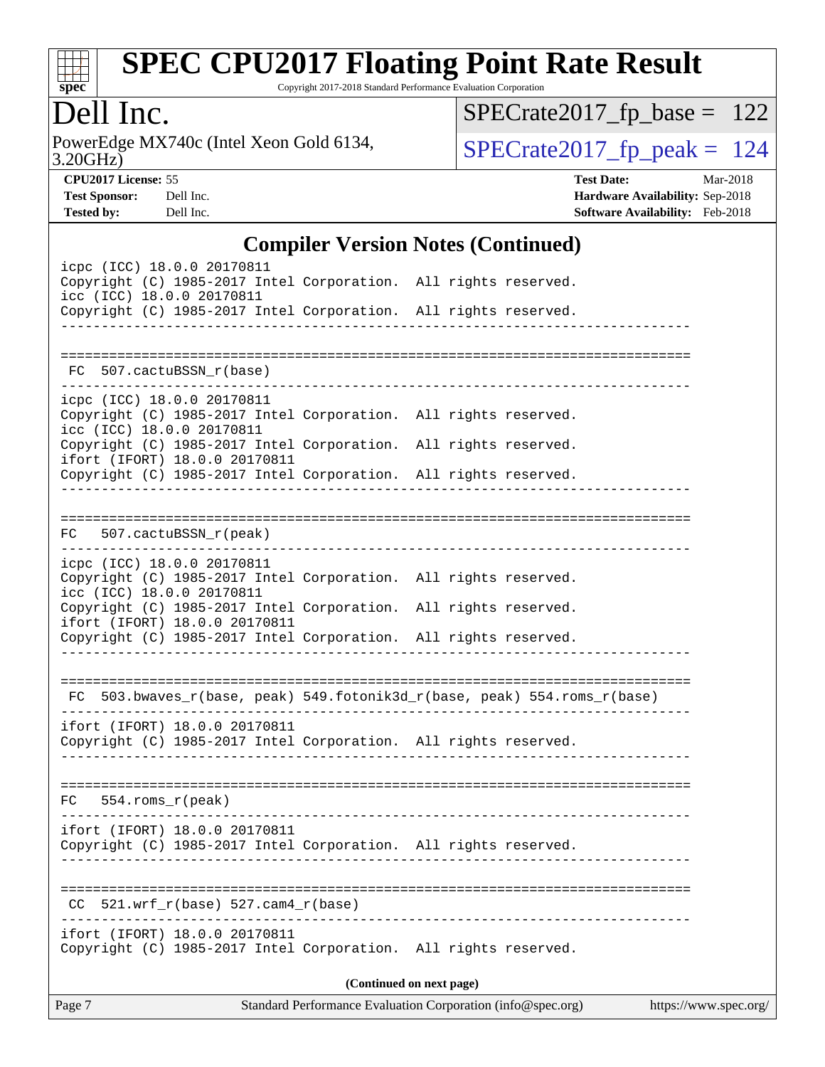# SPEC CPU2017 Floating Point Rate Result

Copyright 2017-2018 Standard Performance Evaluation Corporation

## Dell Inc.

PowerEdge MX740c (Intel Xeon Gold 6134, 3.20GHz)

SPECrate2017_fp_base = 122

SPECrate2017_fp_peak = 124

**CPU2017 License:** 55
**Test Sponsor:** Dell Inc.
**Tested by:** Dell Inc.

**Test Date:** Mar-2018
**Hardware Availability:** Sep-2018
**Software Availability:** Feb-2018

## Compiler Version Notes (Continued)

```
icpc (ICC) 18.0.0 20170811
Copyright (C) 1985-2017 Intel Corporation.  All rights reserved.
icc (ICC) 18.0.0 20170811
Copyright (C) 1985-2017 Intel Corporation.  All rights reserved.
------------------------------------------------------------------------------

==============================================================================
 FC  507.cactuBSSN_r(base)
------------------------------------------------------------------------------
icpc (ICC) 18.0.0 20170811
Copyright (C) 1985-2017 Intel Corporation.  All rights reserved.
icc (ICC) 18.0.0 20170811
Copyright (C) 1985-2017 Intel Corporation.  All rights reserved.
ifort (IFORT) 18.0.0 20170811
Copyright (C) 1985-2017 Intel Corporation.  All rights reserved.
------------------------------------------------------------------------------

==============================================================================
FC   507.cactuBSSN_r(peak)
------------------------------------------------------------------------------
icpc (ICC) 18.0.0 20170811
Copyright (C) 1985-2017 Intel Corporation.  All rights reserved.
icc (ICC) 18.0.0 20170811
Copyright (C) 1985-2017 Intel Corporation.  All rights reserved.
ifort (IFORT) 18.0.0 20170811
Copyright (C) 1985-2017 Intel Corporation.  All rights reserved.
------------------------------------------------------------------------------

==============================================================================
 FC  503.bwaves_r(base, peak) 549.fotonik3d_r(base, peak) 554.roms_r(base)
------------------------------------------------------------------------------
ifort (IFORT) 18.0.0 20170811
Copyright (C) 1985-2017 Intel Corporation.  All rights reserved.
------------------------------------------------------------------------------

==============================================================================
FC   554.roms_r(peak)
------------------------------------------------------------------------------
ifort (IFORT) 18.0.0 20170811
Copyright (C) 1985-2017 Intel Corporation.  All rights reserved.
------------------------------------------------------------------------------

==============================================================================
 CC  521.wrf_r(base) 527.cam4_r(base)
------------------------------------------------------------------------------
ifort (IFORT) 18.0.0 20170811
Copyright (C) 1985-2017 Intel Corporation.  All rights reserved.
```

**(Continued on next page)**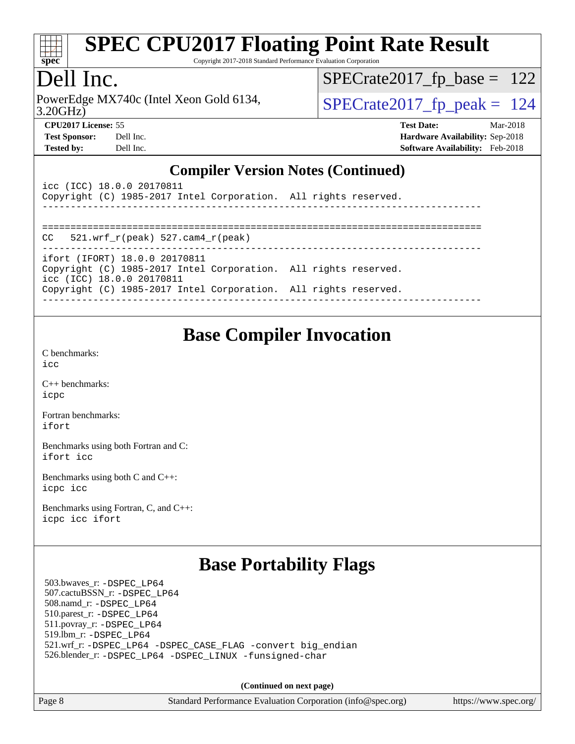# SPEC CPU2017 Floating Point Rate Result

Copyright 2017-2018 Standard Performance Evaluation Corporation

## Dell Inc.

PowerEdge MX740c (Intel Xeon Gold 6134, 3.20GHz)

SPECrate2017_fp_base = 122

SPECrate2017_fp_peak = 124

**CPU2017 License:** 55
**Test Sponsor:** Dell Inc.
**Tested by:** Dell Inc.

**Test Date:** Mar-2018
**Hardware Availability:** Sep-2018
**Software Availability:** Feb-2018

## Compiler Version Notes (Continued)

```
icc (ICC) 18.0.0 20170811
Copyright (C) 1985-2017 Intel Corporation.  All rights reserved.
------------------------------------------------------------------------------

==============================================================================
CC   521.wrf_r(peak) 527.cam4_r(peak)
------------------------------------------------------------------------------
ifort (IFORT) 18.0.0 20170811
Copyright (C) 1985-2017 Intel Corporation.  All rights reserved.
icc (ICC) 18.0.0 20170811
Copyright (C) 1985-2017 Intel Corporation.  All rights reserved.
------------------------------------------------------------------------------
```

## Base Compiler Invocation

C benchmarks:
`icc`

C++ benchmarks:
`icpc`

Fortran benchmarks:
`ifort`

Benchmarks using both Fortran and C:
`ifort icc`

Benchmarks using both C and C++:
`icpc icc`

Benchmarks using Fortran, C, and C++:
`icpc icc ifort`

## Base Portability Flags

503.bwaves_r: `-DSPEC_LP64`
507.cactuBSSN_r: `-DSPEC_LP64`
508.namd_r: `-DSPEC_LP64`
510.parest_r: `-DSPEC_LP64`
511.povray_r: `-DSPEC_LP64`
519.lbm_r: `-DSPEC_LP64`
521.wrf_r: `-DSPEC_LP64 -DSPEC_CASE_FLAG -convert big_endian`
526.blender_r: `-DSPEC_LP64 -DSPEC_LINUX -funsigned-char`

**(Continued on next page)**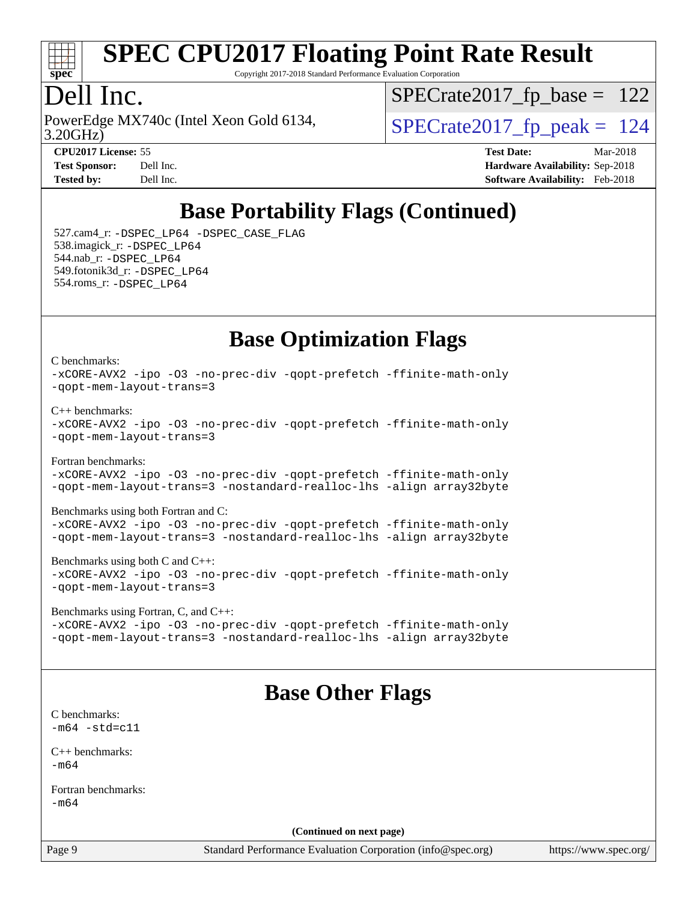# SPEC CPU2017 Floating Point Rate Result

Copyright 2017-2018 Standard Performance Evaluation Corporation

## Dell Inc.

PowerEdge MX740c (Intel Xeon Gold 6134, 3.20GHz)

SPECrate2017_fp_base = 122

SPECrate2017_fp_peak = 124

**CPU2017 License:** 55
**Test Sponsor:** Dell Inc.
**Tested by:** Dell Inc.

**Test Date:** Mar-2018
**Hardware Availability:** Sep-2018
**Software Availability:** Feb-2018

## Base Portability Flags (Continued)

527.cam4_r: -DSPEC_LP64 -DSPEC_CASE_FLAG
538.imagick_r: -DSPEC_LP64
544.nab_r: -DSPEC_LP64
549.fotonik3d_r: -DSPEC_LP64
554.roms_r: -DSPEC_LP64

## Base Optimization Flags

C benchmarks:
-xCORE-AVX2 -ipo -O3 -no-prec-div -qopt-prefetch -ffinite-math-only -qopt-mem-layout-trans=3

C++ benchmarks:
-xCORE-AVX2 -ipo -O3 -no-prec-div -qopt-prefetch -ffinite-math-only -qopt-mem-layout-trans=3

Fortran benchmarks:
-xCORE-AVX2 -ipo -O3 -no-prec-div -qopt-prefetch -ffinite-math-only -qopt-mem-layout-trans=3 -nostandard-realloc-lhs -align array32byte

Benchmarks using both Fortran and C:
-xCORE-AVX2 -ipo -O3 -no-prec-div -qopt-prefetch -ffinite-math-only -qopt-mem-layout-trans=3 -nostandard-realloc-lhs -align array32byte

Benchmarks using both C and C++:
-xCORE-AVX2 -ipo -O3 -no-prec-div -qopt-prefetch -ffinite-math-only -qopt-mem-layout-trans=3

Benchmarks using Fortran, C, and C++:
-xCORE-AVX2 -ipo -O3 -no-prec-div -qopt-prefetch -ffinite-math-only -qopt-mem-layout-trans=3 -nostandard-realloc-lhs -align array32byte

## Base Other Flags

C benchmarks:
-m64 -std=c11

C++ benchmarks:
-m64

Fortran benchmarks:
-m64

**(Continued on next page)**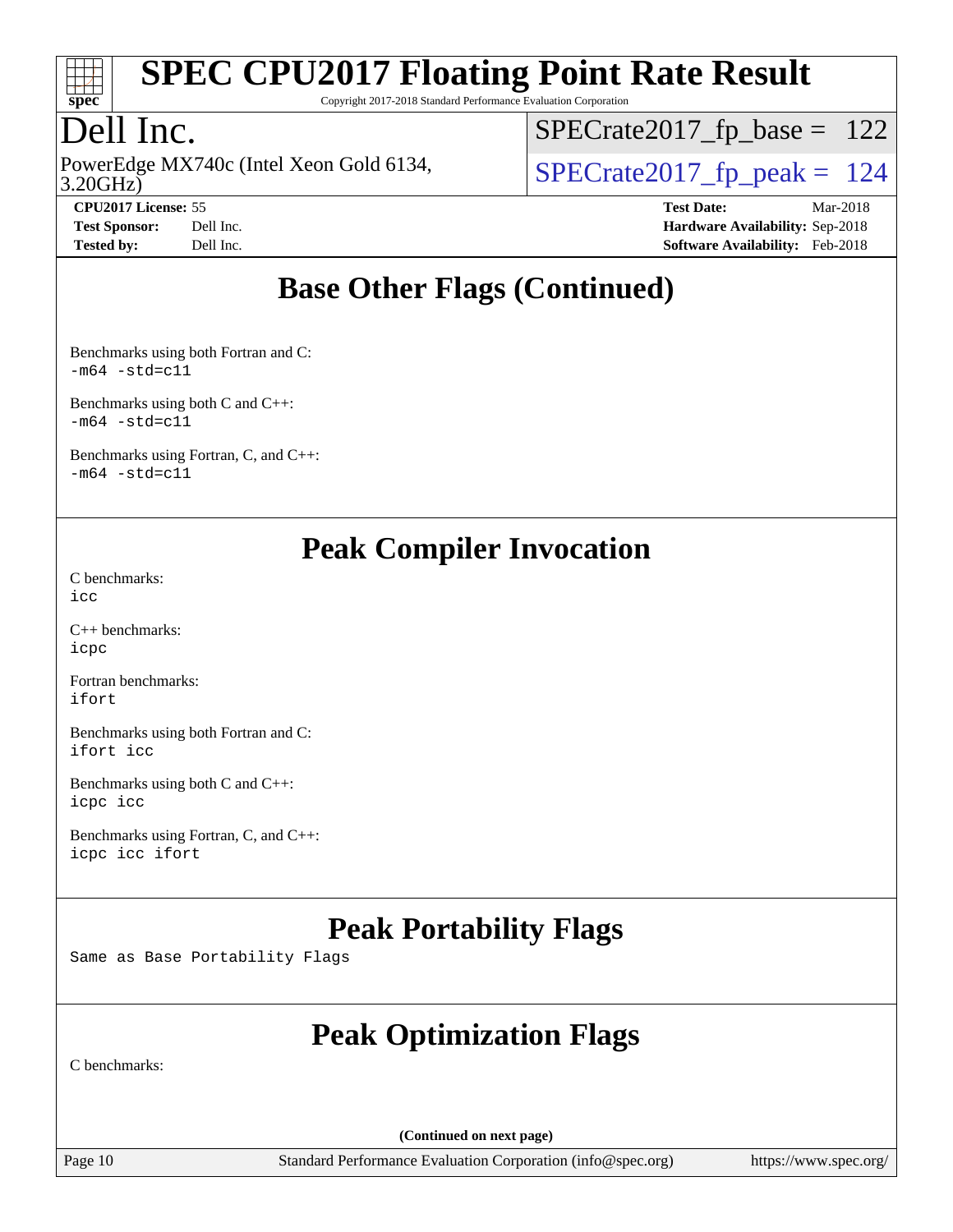# SPEC CPU2017 Floating Point Rate Result

Copyright 2017-2018 Standard Performance Evaluation Corporation

## Dell Inc.

PowerEdge MX740c (Intel Xeon Gold 6134, 3.20GHz)

SPECrate2017_fp_base = 122

SPECrate2017_fp_peak = 124

**CPU2017 License:** 55
**Test Sponsor:** Dell Inc.
**Tested by:** Dell Inc.

**Test Date:** Mar-2018
**Hardware Availability:** Sep-2018
**Software Availability:** Feb-2018

## Base Other Flags (Continued)

Benchmarks using both Fortran and C:
`-m64 -std=c11`

Benchmarks using both C and C++:
`-m64 -std=c11`

Benchmarks using Fortran, C, and C++:
`-m64 -std=c11`

## Peak Compiler Invocation

C benchmarks:
`icc`

C++ benchmarks:
`icpc`

Fortran benchmarks:
`ifort`

Benchmarks using both Fortran and C:
`ifort icc`

Benchmarks using both C and C++:
`icpc icc`

Benchmarks using Fortran, C, and C++:
`icpc icc ifort`

## Peak Portability Flags

Same as Base Portability Flags

## Peak Optimization Flags

C benchmarks:

(Continued on next page)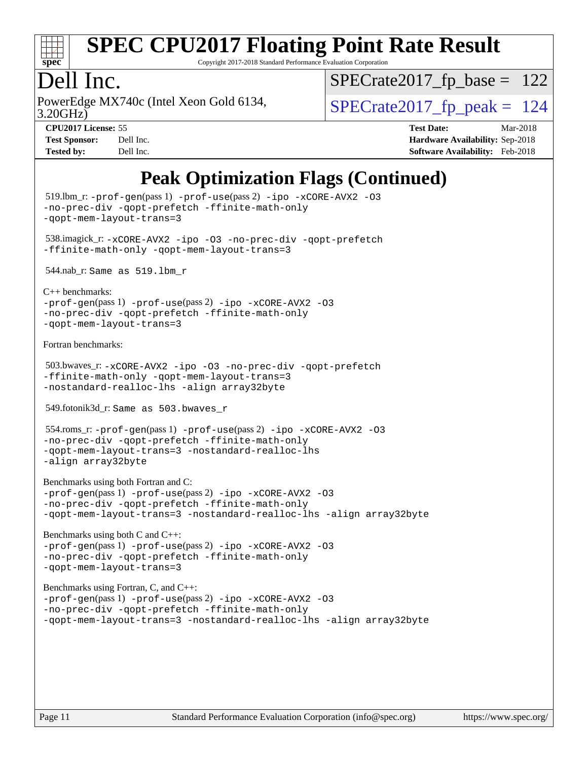# SPEC CPU2017 Floating Point Rate Result

Copyright 2017-2018 Standard Performance Evaluation Corporation

# Dell Inc.

PowerEdge MX740c (Intel Xeon Gold 6134, 3.20GHz)

SPECrate2017_fp_base = 122

SPECrate2017_fp_peak = 124

**CPU2017 License:** 55
**Test Sponsor:** Dell Inc.
**Tested by:** Dell Inc.

**Test Date:** Mar-2018
**Hardware Availability:** Sep-2018
**Software Availability:** Feb-2018

## Peak Optimization Flags (Continued)

519.lbm_r: `-prof-gen`(pass 1) `-prof-use`(pass 2) `-ipo -xCORE-AVX2 -O3 -no-prec-div -qopt-prefetch -ffinite-math-only -qopt-mem-layout-trans=3`

538.imagick_r: `-xCORE-AVX2 -ipo -O3 -no-prec-div -qopt-prefetch -ffinite-math-only -qopt-mem-layout-trans=3`

544.nab_r: `Same as 519.lbm_r`

C++ benchmarks:
`-prof-gen`(pass 1) `-prof-use`(pass 2) `-ipo -xCORE-AVX2 -O3 -no-prec-div -qopt-prefetch -ffinite-math-only -qopt-mem-layout-trans=3`

Fortran benchmarks:

503.bwaves_r: `-xCORE-AVX2 -ipo -O3 -no-prec-div -qopt-prefetch -ffinite-math-only -qopt-mem-layout-trans=3 -nostandard-realloc-lhs -align array32byte`

549.fotonik3d_r: `Same as 503.bwaves_r`

554.roms_r: `-prof-gen`(pass 1) `-prof-use`(pass 2) `-ipo -xCORE-AVX2 -O3 -no-prec-div -qopt-prefetch -ffinite-math-only -qopt-mem-layout-trans=3 -nostandard-realloc-lhs -align array32byte`

Benchmarks using both Fortran and C:
`-prof-gen`(pass 1) `-prof-use`(pass 2) `-ipo -xCORE-AVX2 -O3 -no-prec-div -qopt-prefetch -ffinite-math-only -qopt-mem-layout-trans=3 -nostandard-realloc-lhs -align array32byte`

Benchmarks using both C and C++:
`-prof-gen`(pass 1) `-prof-use`(pass 2) `-ipo -xCORE-AVX2 -O3 -no-prec-div -qopt-prefetch -ffinite-math-only -qopt-mem-layout-trans=3`

Benchmarks using Fortran, C, and C++:
`-prof-gen`(pass 1) `-prof-use`(pass 2) `-ipo -xCORE-AVX2 -O3 -no-prec-div -qopt-prefetch -ffinite-math-only -qopt-mem-layout-trans=3 -nostandard-realloc-lhs -align array32byte`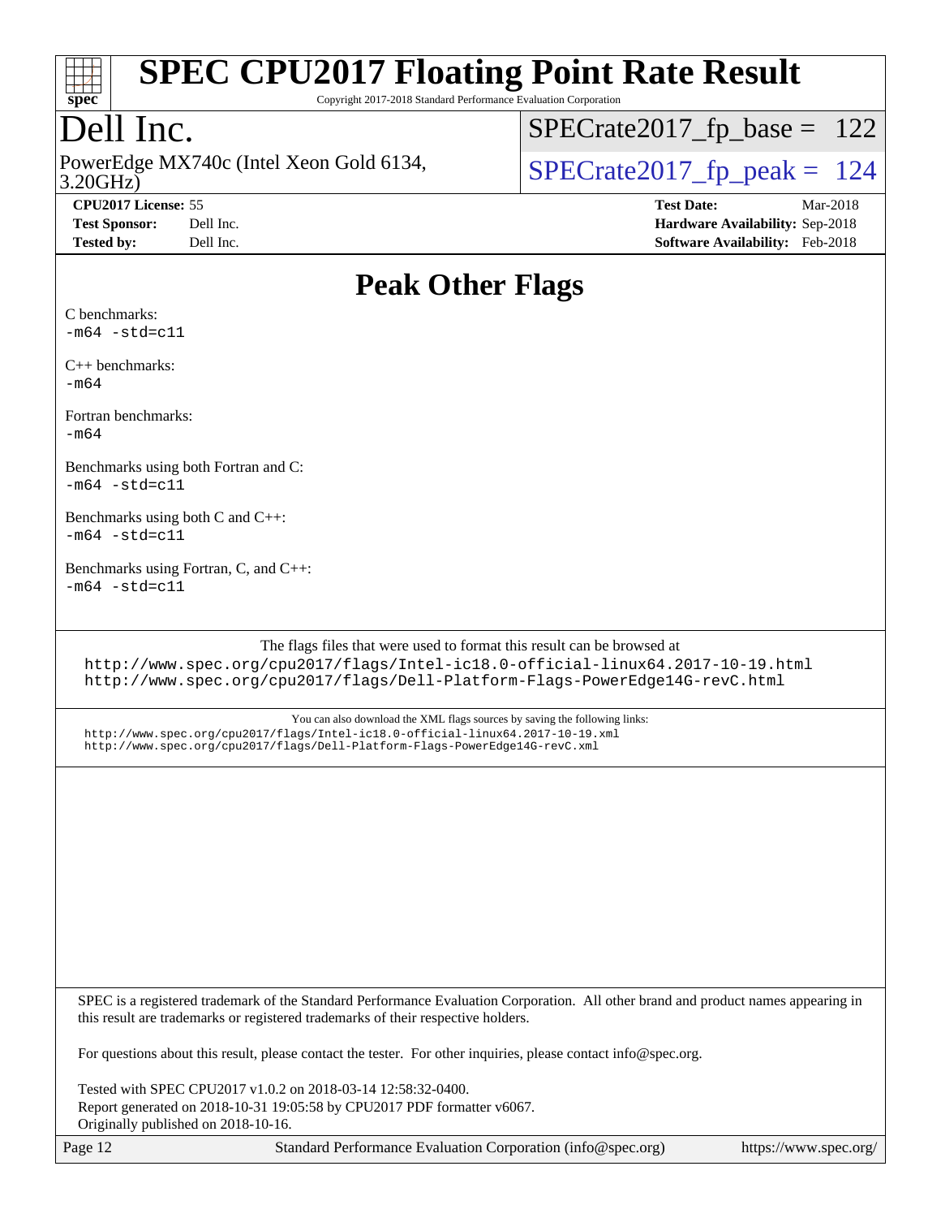# Peak Other Flags

C benchmarks:
`-m64 -std=c11`

C++ benchmarks:
`-m64`

Fortran benchmarks:
`-m64`

Benchmarks using both Fortran and C:
`-m64 -std=c11`

Benchmarks using both C and C++:
`-m64 -std=c11`

Benchmarks using Fortran, C, and C++:
`-m64 -std=c11`

The flags files that were used to format this result can be browsed at
http://www.spec.org/cpu2017/flags/Intel-ic18.0-official-linux64.2017-10-19.html
http://www.spec.org/cpu2017/flags/Dell-Platform-Flags-PowerEdge14G-revC.html

You can also download the XML flags sources by saving the following links:
http://www.spec.org/cpu2017/flags/Intel-ic18.0-official-linux64.2017-10-19.xml
http://www.spec.org/cpu2017/flags/Dell-Platform-Flags-PowerEdge14G-revC.xml

SPEC is a registered trademark of the Standard Performance Evaluation Corporation. All other brand and product names appearing in this result are trademarks or registered trademarks of their respective holders.

For questions about this result, please contact the tester. For other inquiries, please contact info@spec.org.

Tested with SPEC CPU2017 v1.0.2 on 2018-03-14 12:58:32-0400.
Report generated on 2018-10-31 19:05:58 by CPU2017 PDF formatter v6067.
Originally published on 2018-10-16.